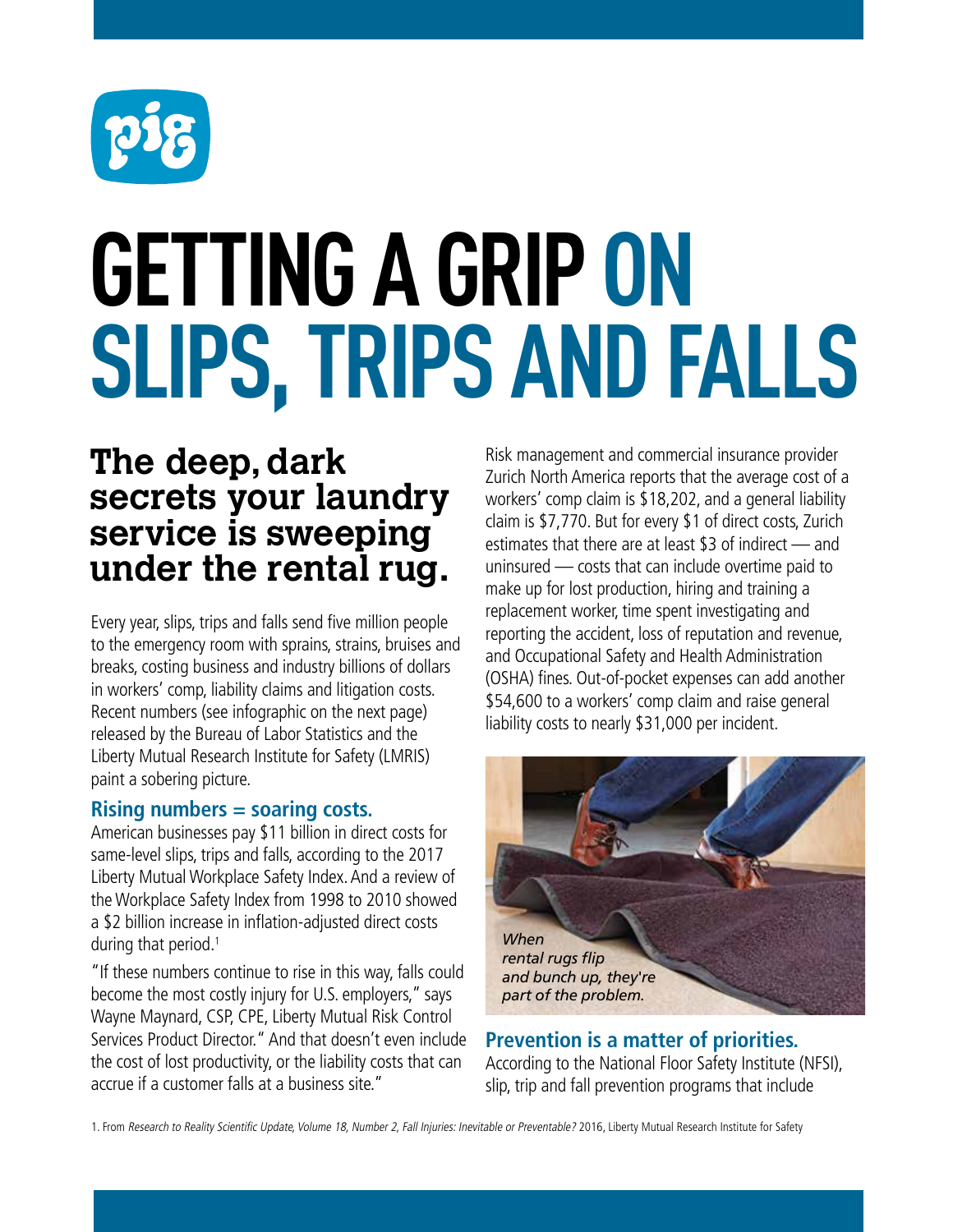# GETTING A GRIP ON SLIPS, TRIPS AND FALLS

## The deep, dark secrets your laundry service is sweeping under the rental rug.

Every year, slips, trips and falls send five million people to the emergency room with sprains, strains, bruises and breaks, costing business and industry billions of dollars in workers' comp, liability claims and litigation costs. Recent numbers (see infographic on the next page) released by the Bureau of Labor Statistics and the Liberty Mutual Research Institute for Safety (LMRIS) paint a sobering picture.

### Rising numbers = soaring costs.

American businesses pay $11 billion in direct costs for same-level slips, trips and falls, according to the 2017 Liberty Mutual Workplace Safety Index. And a review of the Workplace Safety Index from 1998 to 2010 showed a $2 billion increase in inflation-adjusted direct costs during that period.[1]

"If these numbers continue to rise in this way, falls could become the most costly injury for U.S. employers," says Wayne Maynard, CSP, CPE, Liberty Mutual Risk Control Services Product Director." And that doesn't even include the cost of lost productivity, or the liability costs that can accrue if a customer falls at a business site."

Risk management and commercial insurance provider Zurich North America reports that the average cost of a workers' comp claim is $18,202, and a general liability claim is $7,770. But for every $1 of direct costs, Zurich estimates that there are at least $3 of indirect — and uninsured — costs that can include overtime paid to make up for lost production, hiring and training a replacement worker, time spent investigating and reporting the accident, loss of reputation and revenue, and Occupational Safety and Health Administration (OSHA) fines. Out-of-pocket expenses can add another $54,600 to a workers' comp claim and raise general liability costs to nearly $31,000 per incident.

*When rental rugs flip and bunch up, they're part of the problem.*

### Prevention is a matter of priorities.

According to the National Floor Safety Institute (NFSI), slip, trip and fall prevention programs that include

1. From *Research to Reality Scientific Update, Volume 18, Number 2, Fall Injuries: Inevitable or Preventable?* 2016, Liberty Mutual Research Institute for Safety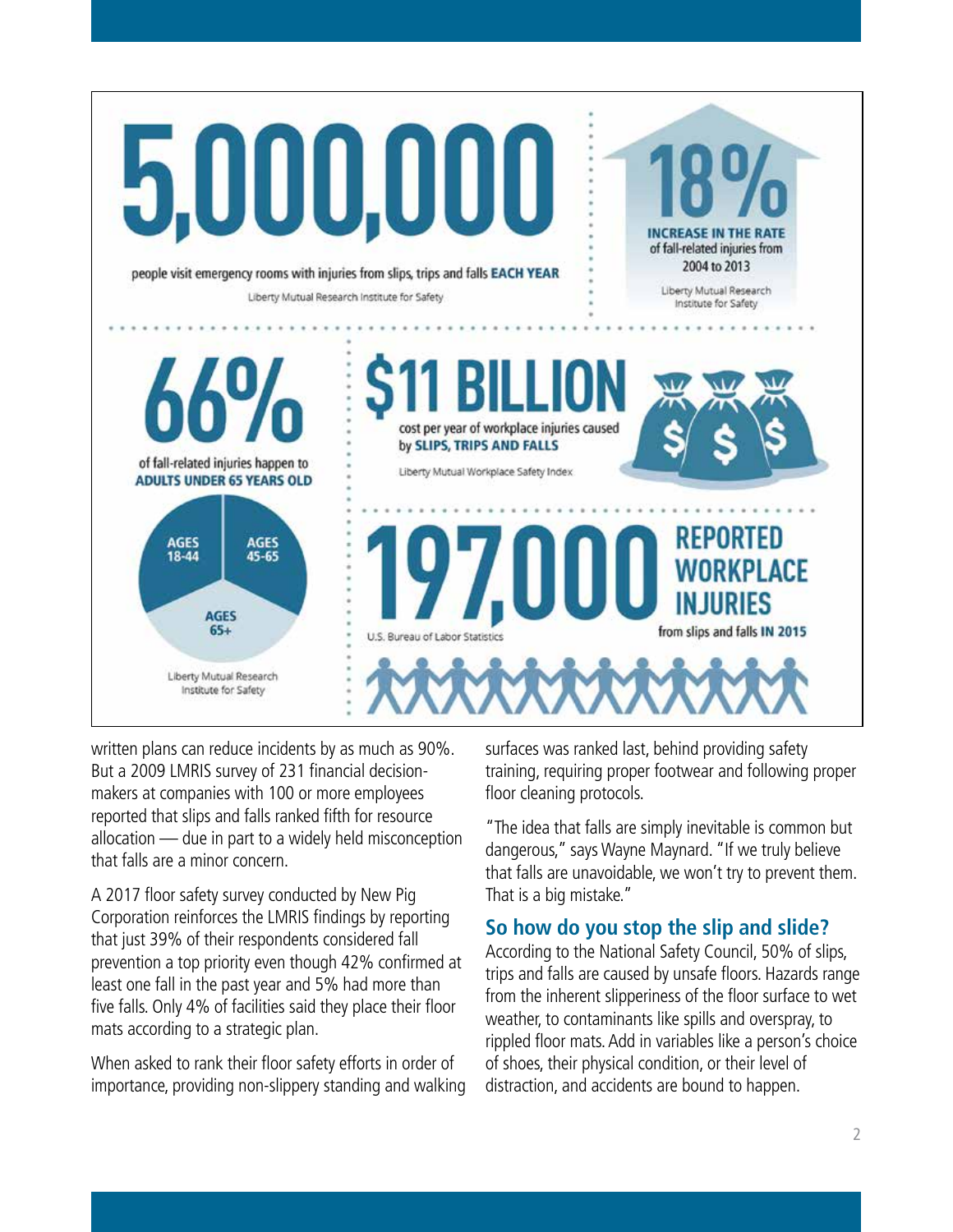**5,000,000**

people visit emergency rooms with injuries from slips, trips and falls **EACH YEAR**

Liberty Mutual Research Institute for Safety

**18%**

**INCREASE IN THE RATE** of fall-related injuries from 2004 to 2013

Liberty Mutual Research Institute for Safety

**66%**

of fall-related injuries happen to **ADULTS UNDER 65 YEARS OLD**

AGES 18-44

AGES 45-65

AGES 65+

Liberty Mutual Research Institute for Safety

**$11 BILLION**

cost per year of workplace injuries caused by **SLIPS, TRIPS AND FALLS**

Liberty Mutual Workplace Safety Index

**197,000 REPORTED WORKPLACE INJURIES**

from slips and falls **IN 2015**

U.S. Bureau of Labor Statistics

written plans can reduce incidents by as much as 90%. But a 2009 LMRIS survey of 231 financial decision-makers at companies with 100 or more employees reported that slips and falls ranked fifth for resource allocation — due in part to a widely held misconception that falls are a minor concern.

A 2017 floor safety survey conducted by New Pig Corporation reinforces the LMRIS findings by reporting that just 39% of their respondents considered fall prevention a top priority even though 42% confirmed at least one fall in the past year and 5% had more than five falls. Only 4% of facilities said they place their floor mats according to a strategic plan.

When asked to rank their floor safety efforts in order of importance, providing non-slippery standing and walking surfaces was ranked last, behind providing safety training, requiring proper footwear and following proper floor cleaning protocols.

"The idea that falls are simply inevitable is common but dangerous," says Wayne Maynard. "If we truly believe that falls are unavoidable, we won't try to prevent them. That is a big mistake."

## So how do you stop the slip and slide?

According to the National Safety Council, 50% of slips, trips and falls are caused by unsafe floors. Hazards range from the inherent slipperiness of the floor surface to wet weather, to contaminants like spills and overspray, to rippled floor mats. Add in variables like a person's choice of shoes, their physical condition, or their level of distraction, and accidents are bound to happen.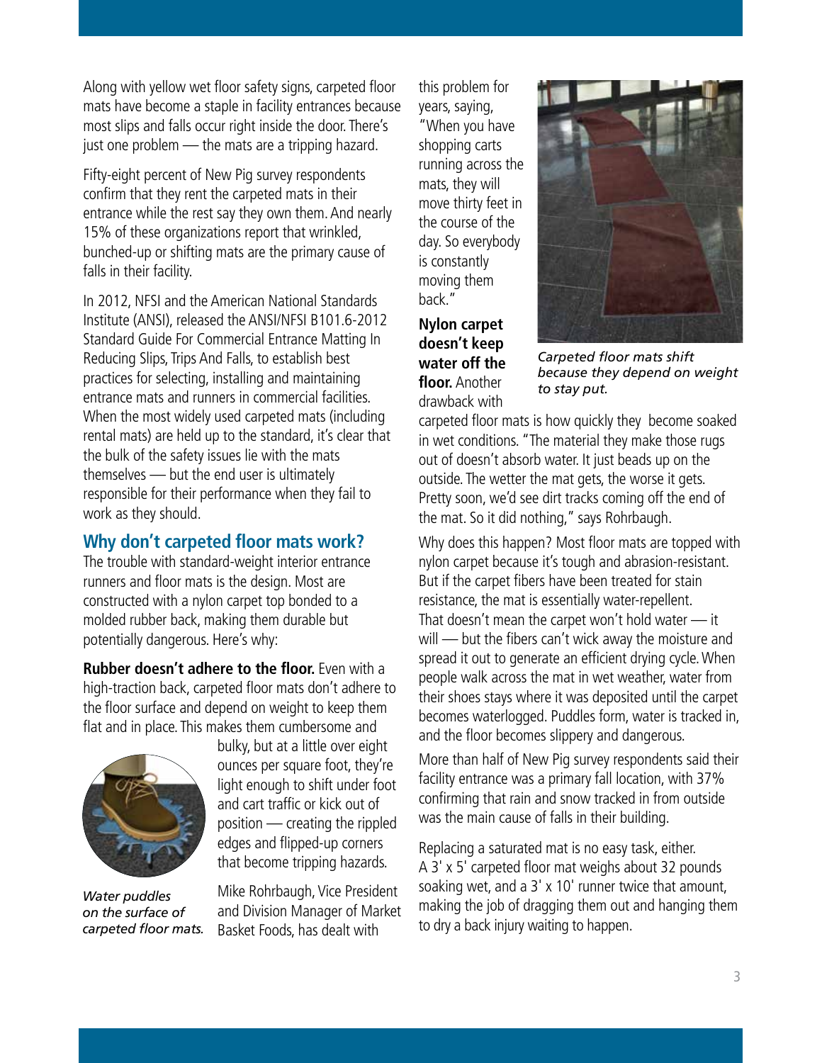Along with yellow wet floor safety signs, carpeted floor mats have become a staple in facility entrances because most slips and falls occur right inside the door. There's just one problem — the mats are a tripping hazard.

Fifty-eight percent of New Pig survey respondents confirm that they rent the carpeted mats in their entrance while the rest say they own them. And nearly 15% of these organizations report that wrinkled, bunched-up or shifting mats are the primary cause of falls in their facility.

In 2012, NFSI and the American National Standards Institute (ANSI), released the ANSI/NFSI B101.6-2012 Standard Guide For Commercial Entrance Matting In Reducing Slips, Trips And Falls, to establish best practices for selecting, installing and maintaining entrance mats and runners in commercial facilities. When the most widely used carpeted mats (including rental mats) are held up to the standard, it's clear that the bulk of the safety issues lie with the mats themselves — but the end user is ultimately responsible for their performance when they fail to work as they should.

## Why don't carpeted floor mats work?

The trouble with standard-weight interior entrance runners and floor mats is the design. Most are constructed with a nylon carpet top bonded to a molded rubber back, making them durable but potentially dangerous. Here's why:

**Rubber doesn't adhere to the floor.** Even with a high-traction back, carpeted floor mats don't adhere to the floor surface and depend on weight to keep them flat and in place. This makes them cumbersome and bulky, but at a little over eight ounces per square foot, they're light enough to shift under foot and cart traffic or kick out of position — creating the rippled edges and flipped-up corners that become tripping hazards.

*Water puddles on the surface of carpeted floor mats.*

Mike Rohrbaugh, Vice President and Division Manager of Market Basket Foods, has dealt with this problem for years, saying, "When you have shopping carts running across the mats, they will move thirty feet in the course of the day. So everybody is constantly moving them back."

*Carpeted floor mats shift because they depend on weight to stay put.*

**Nylon carpet doesn't keep water off the floor.** Another drawback with carpeted floor mats is how quickly they become soaked in wet conditions. "The material they make those rugs out of doesn't absorb water. It just beads up on the outside. The wetter the mat gets, the worse it gets. Pretty soon, we'd see dirt tracks coming off the end of the mat. So it did nothing," says Rohrbaugh.

Why does this happen? Most floor mats are topped with nylon carpet because it's tough and abrasion-resistant. But if the carpet fibers have been treated for stain resistance, the mat is essentially water-repellent. That doesn't mean the carpet won't hold water — it will — but the fibers can't wick away the moisture and spread it out to generate an efficient drying cycle. When people walk across the mat in wet weather, water from their shoes stays where it was deposited until the carpet becomes waterlogged. Puddles form, water is tracked in, and the floor becomes slippery and dangerous.

More than half of New Pig survey respondents said their facility entrance was a primary fall location, with 37% confirming that rain and snow tracked in from outside was the main cause of falls in their building.

Replacing a saturated mat is no easy task, either. A 3' x 5' carpeted floor mat weighs about 32 pounds soaking wet, and a 3' x 10' runner twice that amount, making the job of dragging them out and hanging them to dry a back injury waiting to happen.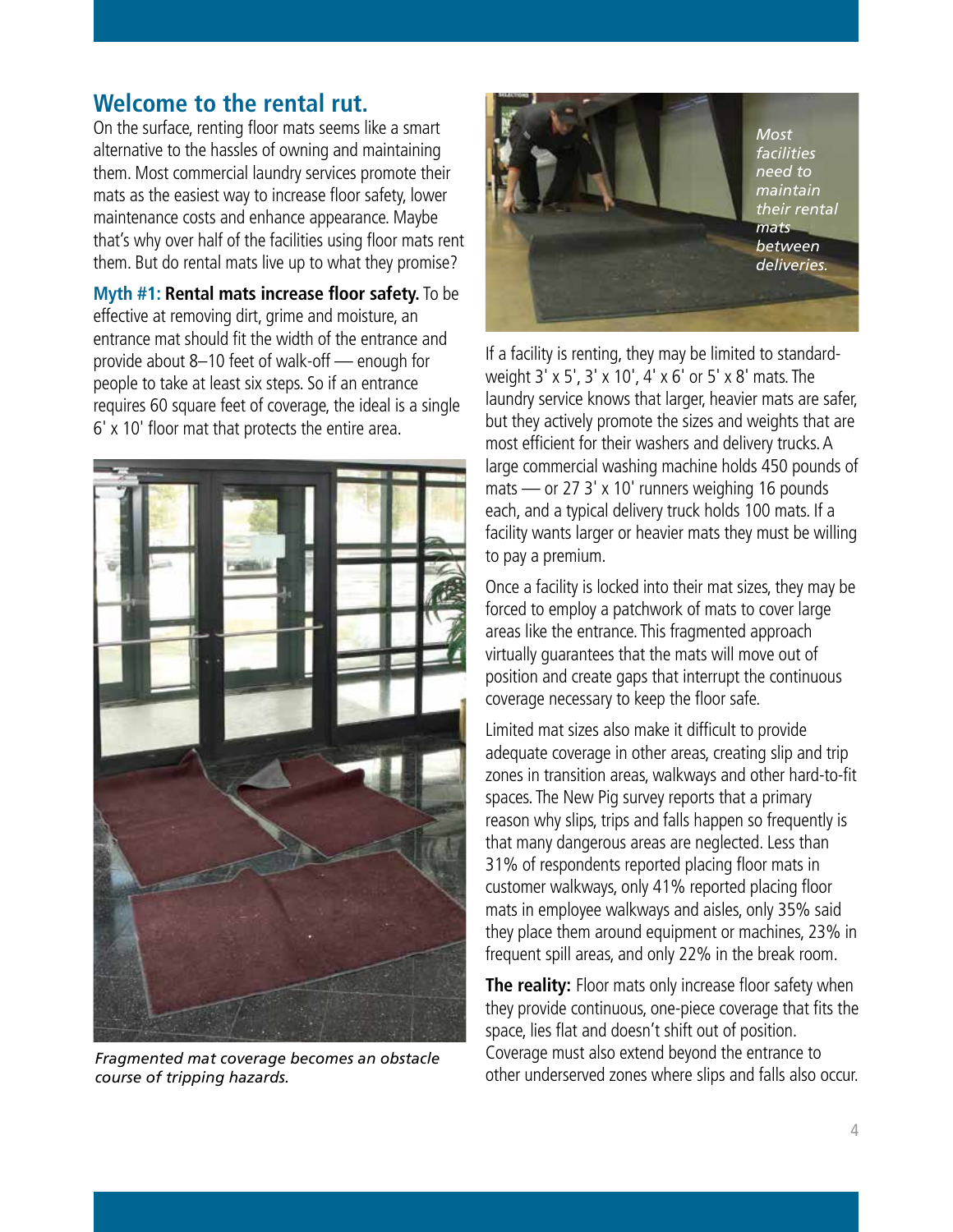## Welcome to the rental rut.

On the surface, renting floor mats seems like a smart alternative to the hassles of owning and maintaining them. Most commercial laundry services promote their mats as the easiest way to increase floor safety, lower maintenance costs and enhance appearance. Maybe that's why over half of the facilities using floor mats rent them. But do rental mats live up to what they promise?

**Myth #1: Rental mats increase floor safety.** To be effective at removing dirt, grime and moisture, an entrance mat should fit the width of the entrance and provide about 8–10 feet of walk-off — enough for people to take at least six steps. So if an entrance requires 60 square feet of coverage, the ideal is a single 6' x 10' floor mat that protects the entire area.

*Fragmented mat coverage becomes an obstacle course of tripping hazards.*

*Most facilities need to maintain their rental mats between deliveries.*

If a facility is renting, they may be limited to standard-weight 3' x 5', 3' x 10', 4' x 6' or 5' x 8' mats. The laundry service knows that larger, heavier mats are safer, but they actively promote the sizes and weights that are most efficient for their washers and delivery trucks. A large commercial washing machine holds 450 pounds of mats — or 27 3' x 10' runners weighing 16 pounds each, and a typical delivery truck holds 100 mats. If a facility wants larger or heavier mats they must be willing to pay a premium.

Once a facility is locked into their mat sizes, they may be forced to employ a patchwork of mats to cover large areas like the entrance. This fragmented approach virtually guarantees that the mats will move out of position and create gaps that interrupt the continuous coverage necessary to keep the floor safe.

Limited mat sizes also make it difficult to provide adequate coverage in other areas, creating slip and trip zones in transition areas, walkways and other hard-to-fit spaces. The New Pig survey reports that a primary reason why slips, trips and falls happen so frequently is that many dangerous areas are neglected. Less than 31% of respondents reported placing floor mats in customer walkways, only 41% reported placing floor mats in employee walkways and aisles, only 35% said they place them around equipment or machines, 23% in frequent spill areas, and only 22% in the break room.

**The reality:** Floor mats only increase floor safety when they provide continuous, one-piece coverage that fits the space, lies flat and doesn't shift out of position. Coverage must also extend beyond the entrance to other underserved zones where slips and falls also occur.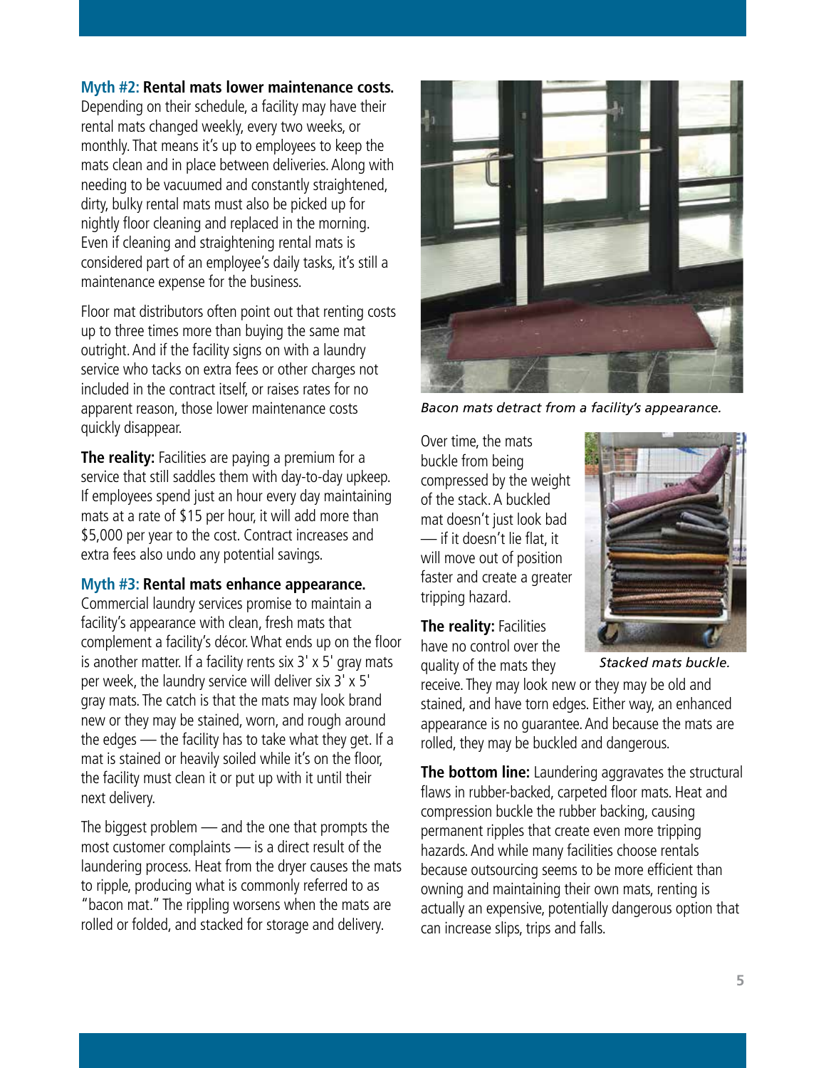**Myth #2: Rental mats lower maintenance costs.**
Depending on their schedule, a facility may have their rental mats changed weekly, every two weeks, or monthly. That means it's up to employees to keep the mats clean and in place between deliveries. Along with needing to be vacuumed and constantly straightened, dirty, bulky rental mats must also be picked up for nightly floor cleaning and replaced in the morning. Even if cleaning and straightening rental mats is considered part of an employee's daily tasks, it's still a maintenance expense for the business.

Floor mat distributors often point out that renting costs up to three times more than buying the same mat outright. And if the facility signs on with a laundry service who tacks on extra fees or other charges not included in the contract itself, or raises rates for no apparent reason, those lower maintenance costs quickly disappear.

**The reality:** Facilities are paying a premium for a service that still saddles them with day-to-day upkeep. If employees spend just an hour every day maintaining mats at a rate of $15 per hour, it will add more than $5,000 per year to the cost. Contract increases and extra fees also undo any potential savings.

**Myth #3: Rental mats enhance appearance.**
Commercial laundry services promise to maintain a facility's appearance with clean, fresh mats that complement a facility's décor. What ends up on the floor is another matter. If a facility rents six 3' x 5' gray mats per week, the laundry service will deliver six 3' x 5' gray mats. The catch is that the mats may look brand new or they may be stained, worn, and rough around the edges — the facility has to take what they get. If a mat is stained or heavily soiled while it's on the floor, the facility must clean it or put up with it until their next delivery.

The biggest problem — and the one that prompts the most customer complaints — is a direct result of the laundering process. Heat from the dryer causes the mats to ripple, producing what is commonly referred to as "bacon mat." The rippling worsens when the mats are rolled or folded, and stacked for storage and delivery.

*Bacon mats detract from a facility's appearance.*

Over time, the mats buckle from being compressed by the weight of the stack. A buckled mat doesn't just look bad — if it doesn't lie flat, it will move out of position faster and create a greater tripping hazard.

*Stacked mats buckle.*

**The reality:** Facilities have no control over the quality of the mats they receive. They may look new or they may be old and stained, and have torn edges. Either way, an enhanced appearance is no guarantee. And because the mats are rolled, they may be buckled and dangerous.

**The bottom line:** Laundering aggravates the structural flaws in rubber-backed, carpeted floor mats. Heat and compression buckle the rubber backing, causing permanent ripples that create even more tripping hazards. And while many facilities choose rentals because outsourcing seems to be more efficient than owning and maintaining their own mats, renting is actually an expensive, potentially dangerous option that can increase slips, trips and falls.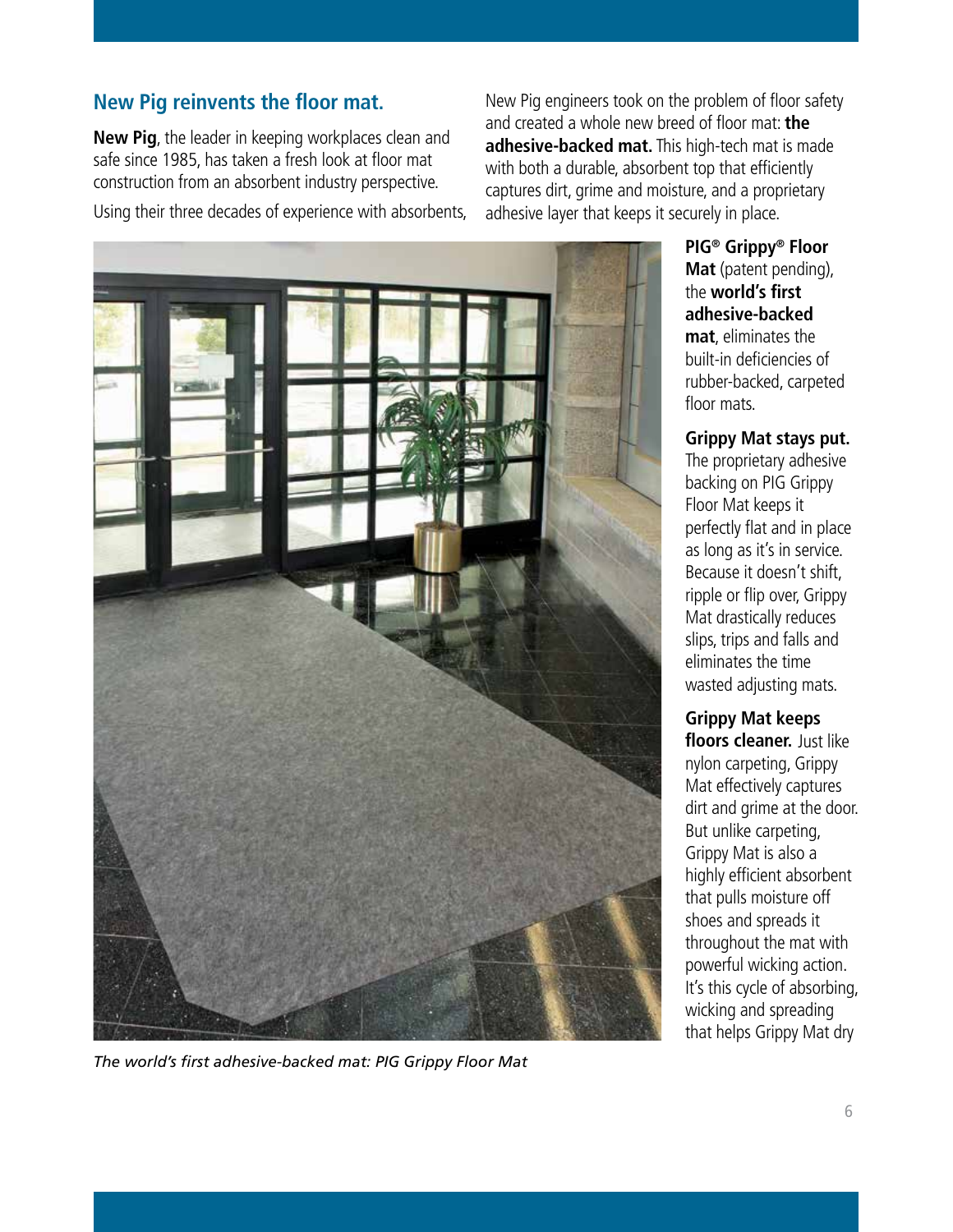## New Pig reinvents the floor mat.

**New Pig**, the leader in keeping workplaces clean and safe since 1985, has taken a fresh look at floor mat construction from an absorbent industry perspective.

Using their three decades of experience with absorbents, New Pig engineers took on the problem of floor safety and created a whole new breed of floor mat: **the adhesive-backed mat.** This high-tech mat is made with both a durable, absorbent top that efficiently captures dirt, grime and moisture, and a proprietary adhesive layer that keeps it securely in place.

*The world's first adhesive-backed mat: PIG Grippy Floor Mat*

**PIG® Grippy® Floor Mat** (patent pending), the **world's first adhesive-backed mat**, eliminates the built-in deficiencies of rubber-backed, carpeted floor mats.

**Grippy Mat stays put.** The proprietary adhesive backing on PIG Grippy Floor Mat keeps it perfectly flat and in place as long as it's in service. Because it doesn't shift, ripple or flip over, Grippy Mat drastically reduces slips, trips and falls and eliminates the time wasted adjusting mats.

**Grippy Mat keeps floors cleaner.** Just like nylon carpeting, Grippy Mat effectively captures dirt and grime at the door. But unlike carpeting, Grippy Mat is also a highly efficient absorbent that pulls moisture off shoes and spreads it throughout the mat with powerful wicking action. It's this cycle of absorbing, wicking and spreading that helps Grippy Mat dry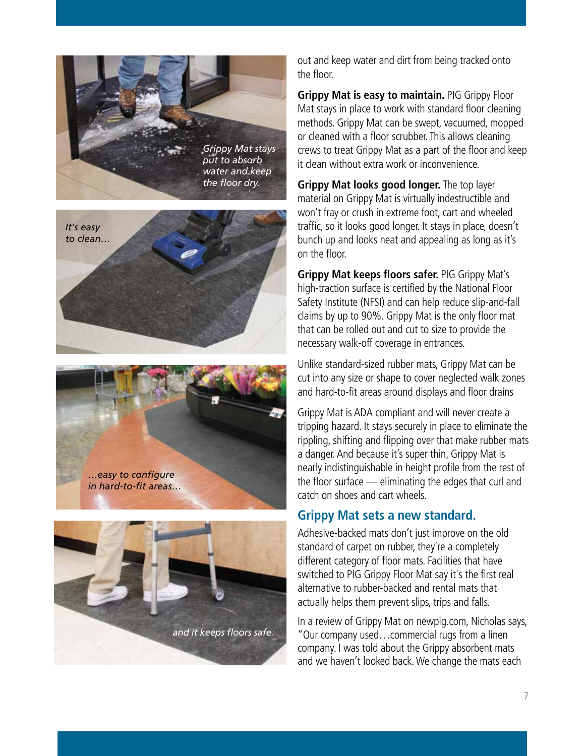*Grippy Mat stays put to absorb water and keep the floor dry.*

*It's easy to clean…*

*…easy to configure in hard-to-fit areas…*

*and it keeps floors safe.*

out and keep water and dirt from being tracked onto the floor.

**Grippy Mat is easy to maintain.** PIG Grippy Floor Mat stays in place to work with standard floor cleaning methods. Grippy Mat can be swept, vacuumed, mopped or cleaned with a floor scrubber. This allows cleaning crews to treat Grippy Mat as a part of the floor and keep it clean without extra work or inconvenience.

**Grippy Mat looks good longer.** The top layer material on Grippy Mat is virtually indestructible and won't fray or crush in extreme foot, cart and wheeled traffic, so it looks good longer. It stays in place, doesn't bunch up and looks neat and appealing as long as it's on the floor.

**Grippy Mat keeps floors safer.** PIG Grippy Mat's high-traction surface is certified by the National Floor Safety Institute (NFSI) and can help reduce slip-and-fall claims by up to 90%. Grippy Mat is the only floor mat that can be rolled out and cut to size to provide the necessary walk-off coverage in entrances.

Unlike standard-sized rubber mats, Grippy Mat can be cut into any size or shape to cover neglected walk zones and hard-to-fit areas around displays and floor drains

Grippy Mat is ADA compliant and will never create a tripping hazard. It stays securely in place to eliminate the rippling, shifting and flipping over that make rubber mats a danger. And because it's super thin, Grippy Mat is nearly indistinguishable in height profile from the rest of the floor surface — eliminating the edges that curl and catch on shoes and cart wheels.

## Grippy Mat sets a new standard.

Adhesive-backed mats don't just improve on the old standard of carpet on rubber, they're a completely different category of floor mats. Facilities that have switched to PIG Grippy Floor Mat say it's the first real alternative to rubber-backed and rental mats that actually helps them prevent slips, trips and falls.

In a review of Grippy Mat on newpig.com, Nicholas says, "Our company used…commercial rugs from a linen company. I was told about the Grippy absorbent mats and we haven't looked back. We change the mats each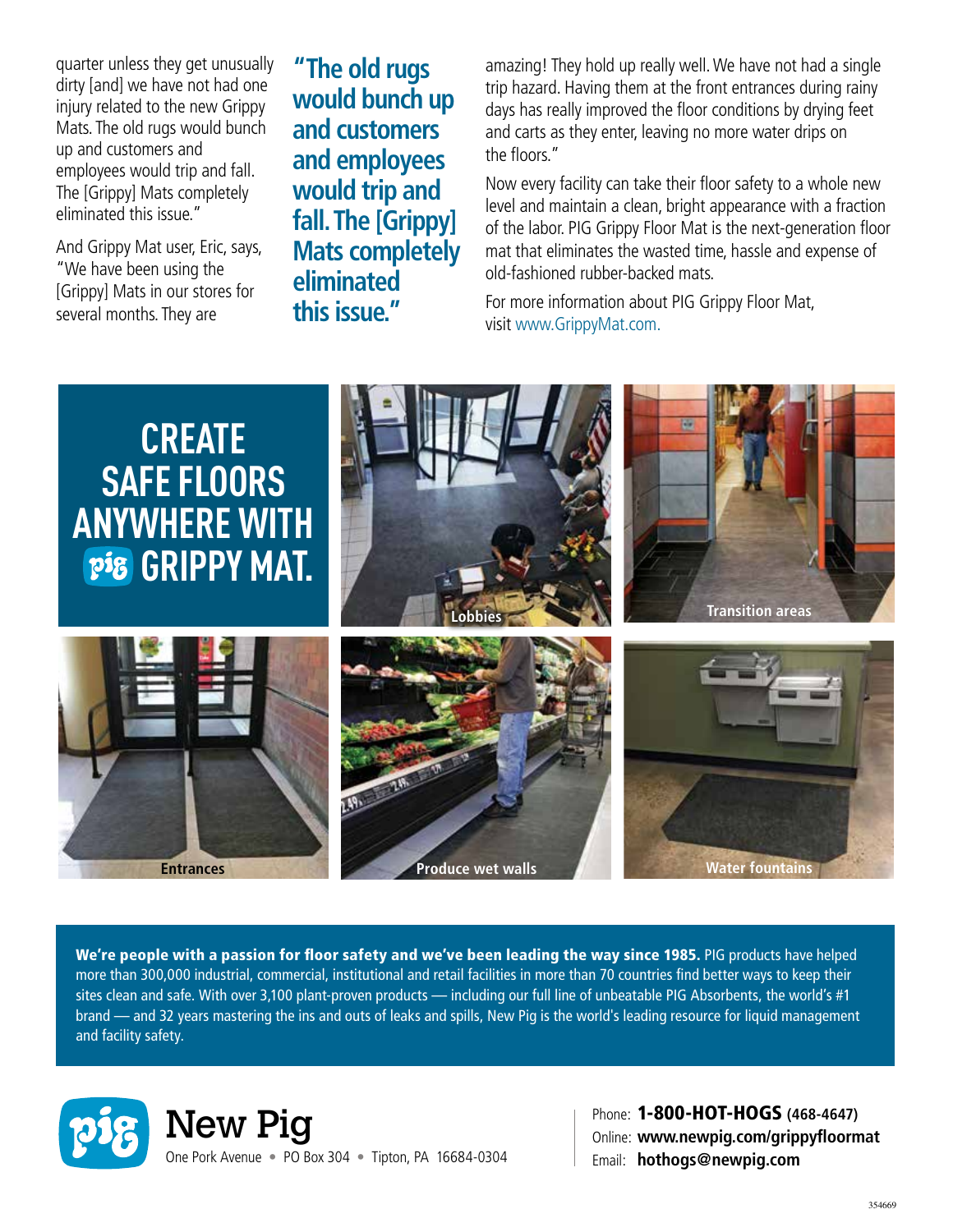quarter unless they get unusually dirty [and] we have not had one injury related to the new Grippy Mats. The old rugs would bunch up and customers and employees would trip and fall. The [Grippy] Mats completely eliminated this issue."

And Grippy Mat user, Eric, says, "We have been using the [Grippy] Mats in our stores for several months. They are amazing! They hold up really well. We have not had a single trip hazard. Having them at the front entrances during rainy days has really improved the floor conditions by drying feet and carts as they enter, leaving no more water drips on the floors."

> **"The old rugs would bunch up and customers and employees would trip and fall. The [Grippy] Mats completely eliminated this issue."**

Now every facility can take their floor safety to a whole new level and maintain a clean, bright appearance with a fraction of the labor. PIG Grippy Floor Mat is the next-generation floor mat that eliminates the wasted time, hassle and expense of old-fashioned rubber-backed mats.

For more information about PIG Grippy Floor Mat, visit www.GrippyMat.com.

# CREATE SAFE FLOORS ANYWHERE WITH PIG GRIPPY MAT.

Lobbies

Transition areas

Entrances

Produce wet walls

Water fountains

**We're people with a passion for floor safety and we've been leading the way since 1985.** PIG products have helped more than 300,000 industrial, commercial, institutional and retail facilities in more than 70 countries find better ways to keep their sites clean and safe. With over 3,100 plant-proven products — including our full line of unbeatable PIG Absorbents, the world's #1 brand — and 32 years mastering the ins and outs of leaks and spills, New Pig is the world's leading resource for liquid management and facility safety.

**New Pig**
One Pork Avenue • PO Box 304 • Tipton, PA 16684-0304

Phone: **1-800-HOT-HOGS (468-4647)**
Online: **www.newpig.com/grippyfloormat**
Email: **hothogs@newpig.com**

354669